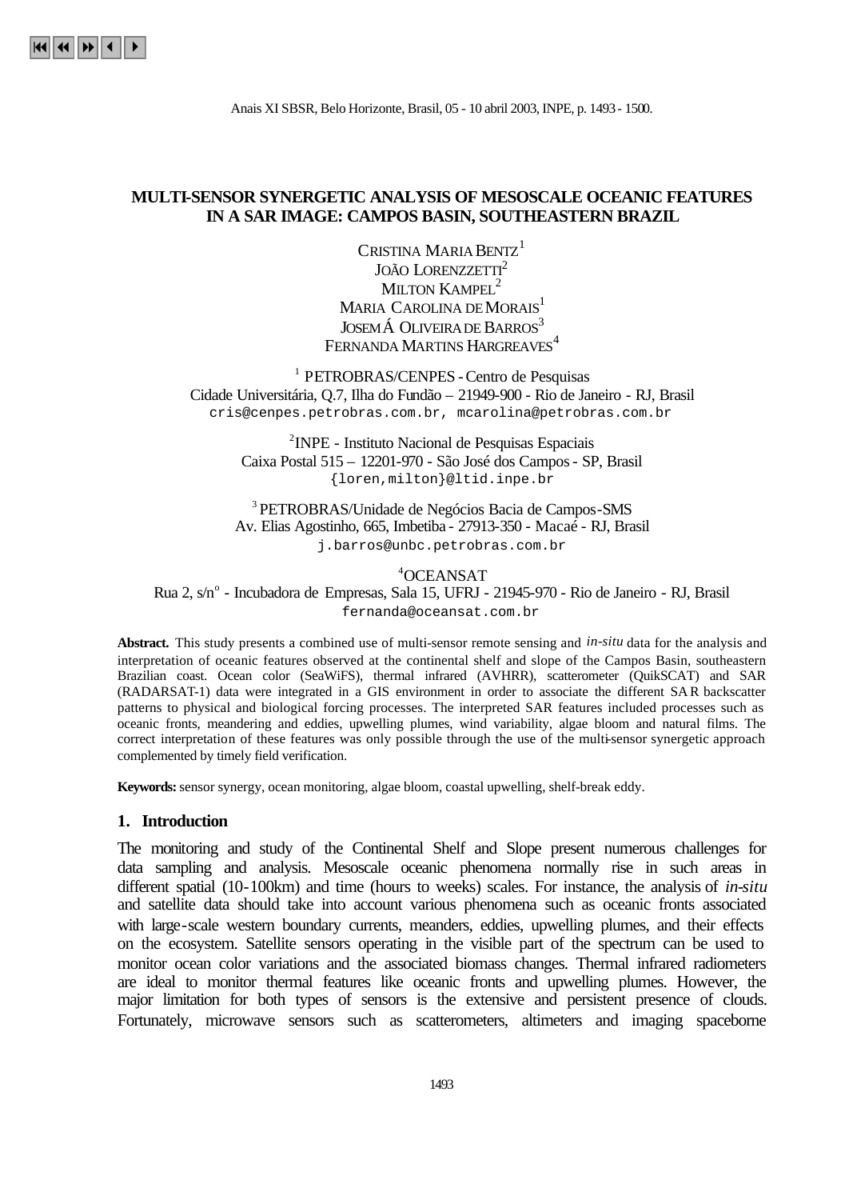# MULTI-SENSOR SYNERGETIC ANALYSIS OF MESOSCALE OCEANIC FEATURES IN A SAR IMAGE: CAMPOS BASIN, SOUTHEASTERN BRAZIL

CRISTINA MARIA BENTZ[1]
JOÃO LORENZZETTI[2]
MILTON KAMPEL[2]
MARIA CAROLINA DE MORAIS[1]
JOSEMÁ OLIVEIRA DE BARROS[3]
FERNANDA MARTINS HARGREAVES[4]

[1] PETROBRAS/CENPES - Centro de Pesquisas
Cidade Universitária, Q.7, Ilha do Fundão – 21949-900 - Rio de Janeiro - RJ, Brasil
cris@cenpes.petrobras.com.br, mcarolina@petrobras.com.br

[2]INPE - Instituto Nacional de Pesquisas Espaciais
Caixa Postal 515 – 12201-970 - São José dos Campos - SP, Brasil
{loren,milton}@ltid.inpe.br

[3] PETROBRAS/Unidade de Negócios Bacia de Campos-SMS
Av. Elias Agostinho, 665, Imbetiba - 27913-350 - Macaé - RJ, Brasil
j.barros@unbc.petrobras.com.br

[4]OCEANSAT
Rua 2, s/nº - Incubadora de Empresas, Sala 15, UFRJ - 21945-970 - Rio de Janeiro - RJ, Brasil
fernanda@oceansat.com.br

**Abstract.** This study presents a combined use of multi-sensor remote sensing and *in-situ* data for the analysis and interpretation of oceanic features observed at the continental shelf and slope of the Campos Basin, southeastern Brazilian coast. Ocean color (SeaWiFS), thermal infrared (AVHRR), scatterometer (QuikSCAT) and SAR (RADARSAT-1) data were integrated in a GIS environment in order to associate the different SAR backscatter patterns to physical and biological forcing processes. The interpreted SAR features included processes such as oceanic fronts, meandering and eddies, upwelling plumes, wind variability, algae bloom and natural films. The correct interpretation of these features was only possible through the use of the multi-sensor synergetic approach complemented by timely field verification.

**Keywords:** sensor synergy, ocean monitoring, algae bloom, coastal upwelling, shelf-break eddy.

## 1. Introduction

The monitoring and study of the Continental Shelf and Slope present numerous challenges for data sampling and analysis. Mesoscale oceanic phenomena normally rise in such areas in different spatial (10-100km) and time (hours to weeks) scales. For instance, the analysis of *in-situ* and satellite data should take into account various phenomena such as oceanic fronts associated with large-scale western boundary currents, meanders, eddies, upwelling plumes, and their effects on the ecosystem. Satellite sensors operating in the visible part of the spectrum can be used to monitor ocean color variations and the associated biomass changes. Thermal infrared radiometers are ideal to monitor thermal features like oceanic fronts and upwelling plumes. However, the major limitation for both types of sensors is the extensive and persistent presence of clouds. Fortunately, microwave sensors such as scatterometers, altimeters and imaging spaceborne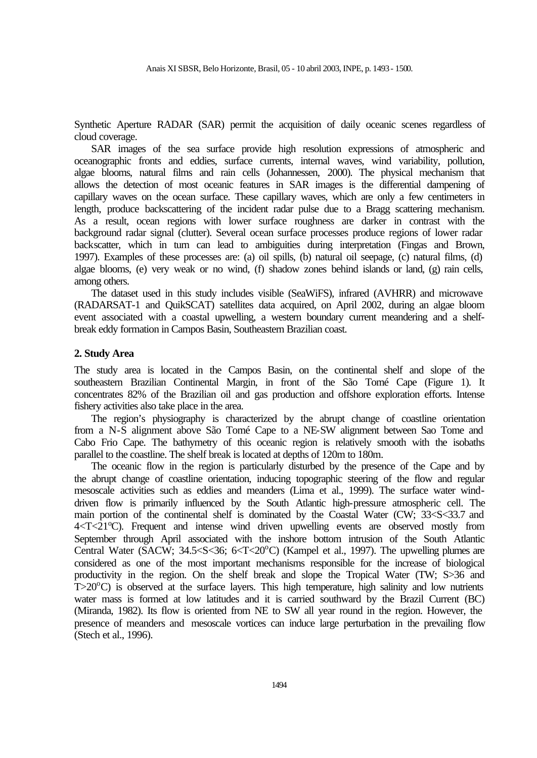Synthetic Aperture RADAR (SAR) permit the acquisition of daily oceanic scenes regardless of cloud coverage.

SAR images of the sea surface provide high resolution expressions of atmospheric and oceanographic fronts and eddies, surface currents, internal waves, wind variability, pollution, algae blooms, natural films and rain cells (Johannessen, 2000). The physical mechanism that allows the detection of most oceanic features in SAR images is the differential dampening of capillary waves on the ocean surface. These capillary waves, which are only a few centimeters in length, produce backscattering of the incident radar pulse due to a Bragg scattering mechanism. As a result, ocean regions with lower surface roughness are darker in contrast with the background radar signal (clutter). Several ocean surface processes produce regions of lower radar backscatter, which in turn can lead to ambiguities during interpretation (Fingas and Brown, 1997). Examples of these processes are: (a) oil spills, (b) natural oil seepage, (c) natural films, (d) algae blooms, (e) very weak or no wind, (f) shadow zones behind islands or land, (g) rain cells, among others.

The dataset used in this study includes visible (SeaWiFS), infrared (AVHRR) and microwave (RADARSAT-1 and QuikSCAT) satellites data acquired, on April 2002, during an algae bloom event associated with a coastal upwelling, a western boundary current meandering and a shelf-break eddy formation in Campos Basin, Southeastern Brazilian coast.

## 2. Study Area

The study area is located in the Campos Basin, on the continental shelf and slope of the southeastern Brazilian Continental Margin, in front of the São Tomé Cape (Figure 1). It concentrates 82% of the Brazilian oil and gas production and offshore exploration efforts. Intense fishery activities also take place in the area.

The region's physiography is characterized by the abrupt change of coastline orientation from a N-S alignment above São Tomé Cape to a NE-SW alignment between Sao Tome and Cabo Frio Cape. The bathymetry of this oceanic region is relatively smooth with the isobaths parallel to the coastline. The shelf break is located at depths of 120m to 180m.

The oceanic flow in the region is particularly disturbed by the presence of the Cape and by the abrupt change of coastline orientation, inducing topographic steering of the flow and regular mesoscale activities such as eddies and meanders (Lima et al., 1999). The surface water wind-driven flow is primarily influenced by the South Atlantic high-pressure atmospheric cell. The main portion of the continental shelf is dominated by the Coastal Water (CW; $33<S<33.7$ and $4<T<21^{o}C$). Frequent and intense wind driven upwelling events are observed mostly from September through April associated with the inshore bottom intrusion of the South Atlantic Central Water (SACW; $34.5<S<36$; $6<T<20^{o}C$) (Kampel et al., 1997). The upwelling plumes are considered as one of the most important mechanisms responsible for the increase of biological productivity in the region. On the shelf break and slope the Tropical Water (TW; $S>36$ and $T>20^{o}C$) is observed at the surface layers. This high temperature, high salinity and low nutrients water mass is formed at low latitudes and it is carried southward by the Brazil Current (BC) (Miranda, 1982). Its flow is oriented from NE to SW all year round in the region. However, the presence of meanders and mesoscale vortices can induce large perturbation in the prevailing flow (Stech et al., 1996).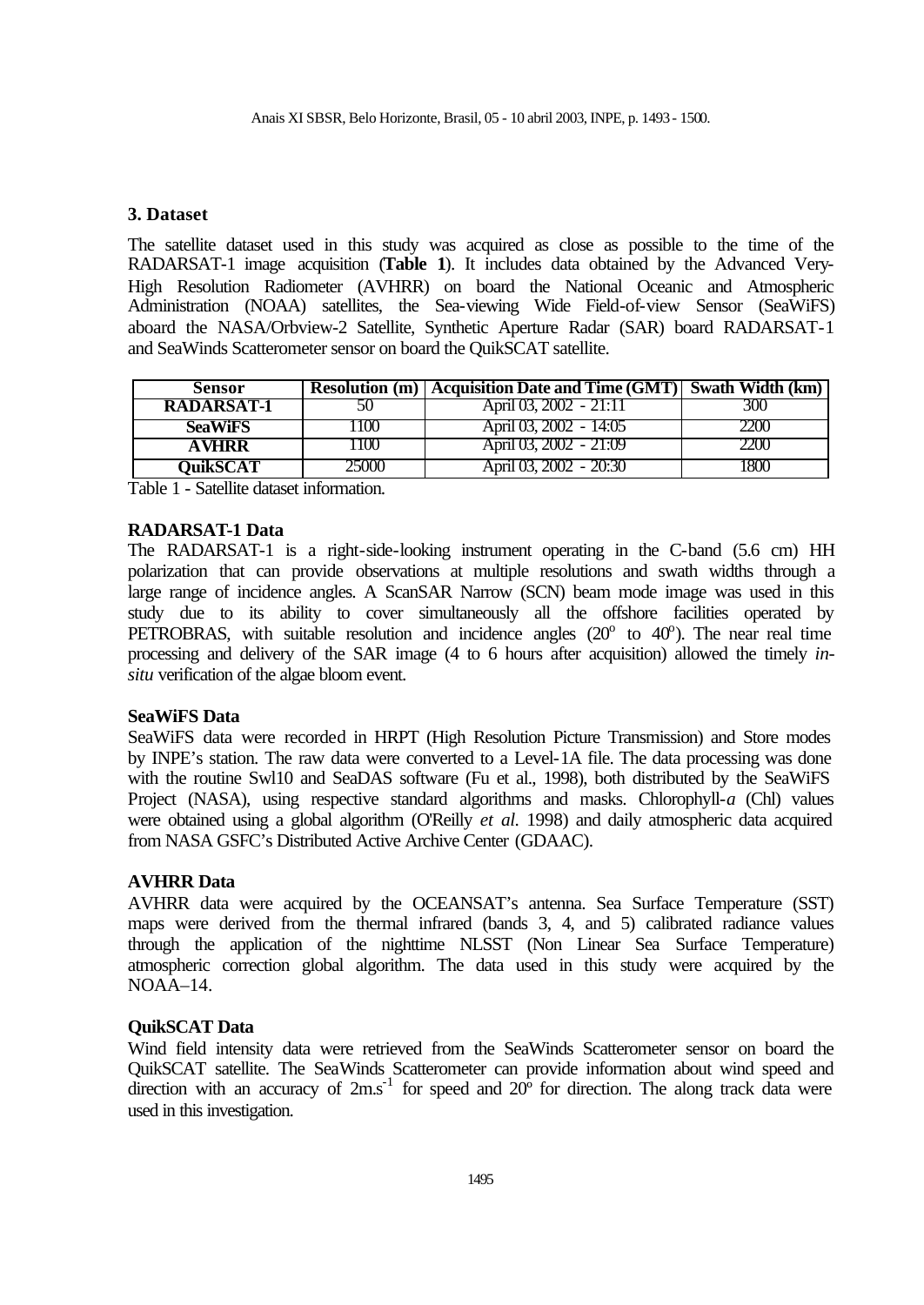## 3. Dataset

The satellite dataset used in this study was acquired as close as possible to the time of the RADARSAT-1 image acquisition (**Table 1**). It includes data obtained by the Advanced Very-High Resolution Radiometer (AVHRR) on board the National Oceanic and Atmospheric Administration (NOAA) satellites, the Sea-viewing Wide Field-of-view Sensor (SeaWiFS) aboard the NASA/Orbview-2 Satellite, Synthetic Aperture Radar (SAR) board RADARSAT-1 and SeaWinds Scatterometer sensor on board the QuikSCAT satellite.

| Sensor | Resolution (m) | Acquisition Date and Time (GMT) | Swath Width (km) |
|---|---|---|---|
| RADARSAT-1 | 50 | April 03, 2002 - 21:11 | 300 |
| SeaWiFS | 1100 | April 03, 2002 - 14:05 | 2200 |
| AVHRR | 1100 | April 03, 2002 - 21:09 | 2200 |
| QuikSCAT | 25000 | April 03, 2002 - 20:30 | 1800 |

Table 1 - Satellite dataset information.

### RADARSAT-1 Data

The RADARSAT-1 is a right-side-looking instrument operating in the C-band (5.6 cm) HH polarization that can provide observations at multiple resolutions and swath widths through a large range of incidence angles. A ScanSAR Narrow (SCN) beam mode image was used in this study due to its ability to cover simultaneously all the offshore facilities operated by PETROBRAS, with suitable resolution and incidence angles ($20^o$ to $40^o$). The near real time processing and delivery of the SAR image (4 to 6 hours after acquisition) allowed the timely *in-situ* verification of the algae bloom event.

### SeaWiFS Data

SeaWiFS data were recorded in HRPT (High Resolution Picture Transmission) and Store modes by INPE's station. The raw data were converted to a Level-1A file. The data processing was done with the routine Swl10 and SeaDAS software (Fu et al., 1998), both distributed by the SeaWiFS Project (NASA), using respective standard algorithms and masks. Chlorophyll-*a* (Chl) values were obtained using a global algorithm (O'Reilly *et al.* 1998) and daily atmospheric data acquired from NASA GSFC's Distributed Active Archive Center (GDAAC).

### AVHRR Data

AVHRR data were acquired by the OCEANSAT's antenna. Sea Surface Temperature (SST) maps were derived from the thermal infrared (bands 3, 4, and 5) calibrated radiance values through the application of the nighttime NLSST (Non Linear Sea Surface Temperature) atmospheric correction global algorithm. The data used in this study were acquired by the NOAA–14.

### QuikSCAT Data

Wind field intensity data were retrieved from the SeaWinds Scatterometer sensor on board the QuikSCAT satellite. The SeaWinds Scatterometer can provide information about wind speed and direction with an accuracy of $2 m.s^{-1}$ for speed and $20^o$ for direction. The along track data were used in this investigation.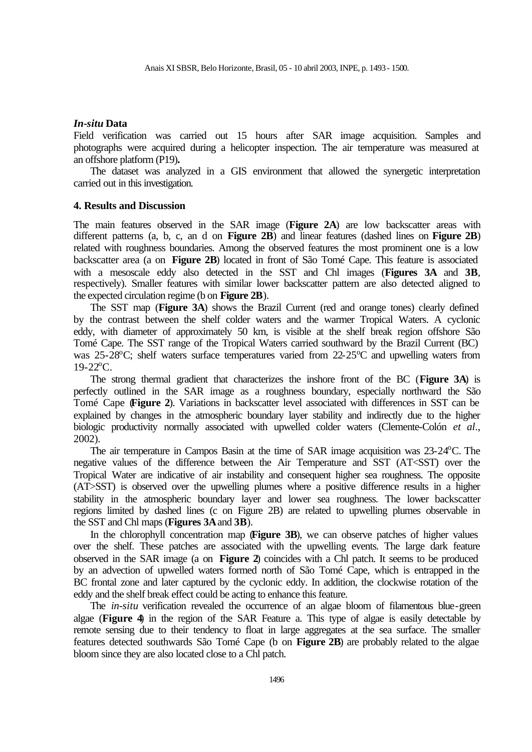### *In-situ* Data

Field verification was carried out 15 hours after SAR image acquisition. Samples and photographs were acquired during a helicopter inspection. The air temperature was measured at an offshore platform (P19).

The dataset was analyzed in a GIS environment that allowed the synergetic interpretation carried out in this investigation.

## 4. Results and Discussion

The main features observed in the SAR image (**Figure 2A**) are low backscatter areas with different patterns (a, b, c, an d on **Figure 2B**) and linear features (dashed lines on **Figure 2B**) related with roughness boundaries. Among the observed features the most prominent one is a low backscatter area (a on **Figure 2B**) located in front of São Tomé Cape. This feature is associated with a mesoscale eddy also detected in the SST and Chl images (**Figures 3A** and **3B**, respectively). Smaller features with similar lower backscatter pattern are also detected aligned to the expected circulation regime (b on **Figure 2B**).

The SST map (**Figure 3A**) shows the Brazil Current (red and orange tones) clearly defined by the contrast between the shelf colder waters and the warmer Tropical Waters. A cyclonic eddy, with diameter of approximately 50 km, is visible at the shelf break region offshore São Tomé Cape. The SST range of the Tropical Waters carried southward by the Brazil Current (BC) was 25-28$^{o}$C; shelf waters surface temperatures varied from 22-25$^{o}$C and upwelling waters from 19-22$^{o}$C.

The strong thermal gradient that characterizes the inshore front of the BC (**Figure 3A**) is perfectly outlined in the SAR image as a roughness boundary, especially northward the São Tomé Cape (**Figure 2**). Variations in backscatter level associated with differences in SST can be explained by changes in the atmospheric boundary layer stability and indirectly due to the higher biologic productivity normally associated with upwelled colder waters (Clemente-Colón *et al*., 2002).

The air temperature in Campos Basin at the time of SAR image acquisition was 23-24$^{o}$C. The negative values of the difference between the Air Temperature and SST (AT<SST) over the Tropical Water are indicative of air instability and consequent higher sea roughness. The opposite (AT>SST) is observed over the upwelling plumes where a positive difference results in a higher stability in the atmospheric boundary layer and lower sea roughness. The lower backscatter regions limited by dashed lines (c on Figure 2B) are related to upwelling plumes observable in the SST and Chl maps (**Figures 3A** and **3B**).

In the chlorophyll concentration map (**Figure 3B**), we can observe patches of higher values over the shelf. These patches are associated with the upwelling events. The large dark feature observed in the SAR image (a on **Figure 2**) coincides with a Chl patch. It seems to be produced by an advection of upwelled waters formed north of São Tomé Cape, which is entrapped in the BC frontal zone and later captured by the cyclonic eddy. In addition, the clockwise rotation of the eddy and the shelf break effect could be acting to enhance this feature.

The *in-situ* verification revealed the occurrence of an algae bloom of filamentous blue-green algae (**Figure 4**) in the region of the SAR Feature a. This type of algae is easily detectable by remote sensing due to their tendency to float in large aggregates at the sea surface. The smaller features detected southwards São Tomé Cape (b on **Figure 2B**) are probably related to the algae bloom since they are also located close to a Chl patch.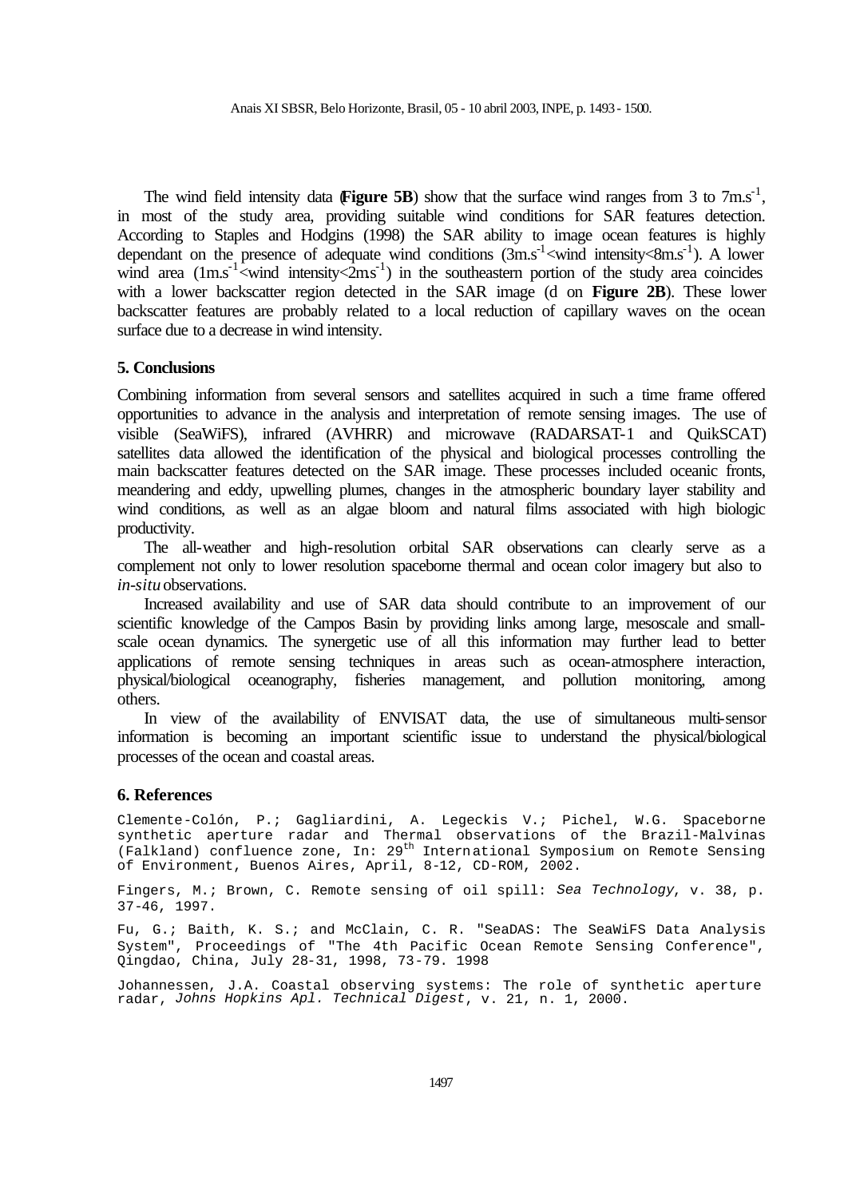The wind field intensity data (**Figure 5B**) show that the surface wind ranges from 3 to $7 m.s^{-1}$, in most of the study area, providing suitable wind conditions for SAR features detection. According to Staples and Hodgins (1998) the SAR ability to image ocean features is highly dependant on the presence of adequate wind conditions ($3 m.s^{-1}$<wind intensity<$8 m.s^{-1}$). A lower wind area ($1 m.s^{-1}$<wind intensity<$2 m.s^{-1}$) in the southeastern portion of the study area coincides with a lower backscatter region detected in the SAR image (d on **Figure 2B**). These lower backscatter features are probably related to a local reduction of capillary waves on the ocean surface due to a decrease in wind intensity.

## 5. Conclusions

Combining information from several sensors and satellites acquired in such a time frame offered opportunities to advance in the analysis and interpretation of remote sensing images. The use of visible (SeaWiFS), infrared (AVHRR) and microwave (RADARSAT-1 and QuikSCAT) satellites data allowed the identification of the physical and biological processes controlling the main backscatter features detected on the SAR image. These processes included oceanic fronts, meandering and eddy, upwelling plumes, changes in the atmospheric boundary layer stability and wind conditions, as well as an algae bloom and natural films associated with high biologic productivity.

The all-weather and high-resolution orbital SAR observations can clearly serve as a complement not only to lower resolution spaceborne thermal and ocean color imagery but also to *in-situ* observations.

Increased availability and use of SAR data should contribute to an improvement of our scientific knowledge of the Campos Basin by providing links among large, mesoscale and small-scale ocean dynamics. The synergetic use of all this information may further lead to better applications of remote sensing techniques in areas such as ocean-atmosphere interaction, physical/biological oceanography, fisheries management, and pollution monitoring, among others.

In view of the availability of ENVISAT data, the use of simultaneous multi-sensor information is becoming an important scientific issue to understand the physical/biological processes of the ocean and coastal areas.

## 6. References

Clemente-Colón, P.; Gagliardini, A. Legeckis V.; Pichel, W.G. Spaceborne synthetic aperture radar and Thermal observations of the Brazil-Malvinas (Falkland) confluence zone, In: 29th International Symposium on Remote Sensing of Environment, Buenos Aires, April, 8-12, CD-ROM, 2002.

Fingers, M.; Brown, C. Remote sensing of oil spill: *Sea Technology*, v. 38, p. 37-46, 1997.

Fu, G.; Baith, K. S.; and McClain, C. R. "SeaDAS: The SeaWiFS Data Analysis System", Proceedings of "The 4th Pacific Ocean Remote Sensing Conference", Qingdao, China, July 28-31, 1998, 73-79. 1998

Johannessen, J.A. Coastal observing systems: The role of synthetic aperture radar, *Johns Hopkins Apl. Technical Digest*, v. 21, n. 1, 2000.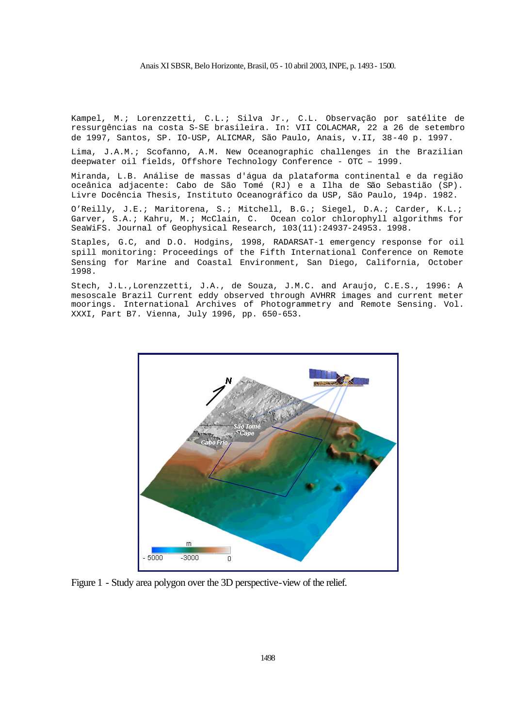Kampel, M.; Lorenzzetti, C.L.; Silva Jr., C.L. Observação por satélite de ressurgências na costa S-SE brasileira. In: VII COLACMAR, 22 a 26 de setembro de 1997, Santos, SP. IO-USP, ALICMAR, São Paulo, Anais, v.II, 38-40 p. 1997.

Lima, J.A.M.; Scofanno, A.M. New Oceanographic challenges in the Brazilian deepwater oil fields, Offshore Technology Conference - OTC – 1999.

Miranda, L.B. Análise de massas d'água da plataforma continental e da região oceânica adjacente: Cabo de São Tomé (RJ) e a Ilha de São Sebastião (SP). Livre Docência Thesis, Instituto Oceanográfico da USP, São Paulo, 194p. 1982.

O'Reilly, J.E.; Maritorena, S.; Mitchell, B.G.; Siegel, D.A.; Carder, K.L.; Garver, S.A.; Kahru, M.; McClain, C. Ocean color chlorophyll algorithms for SeaWiFS. Journal of Geophysical Research, 103(11):24937-24953. 1998.

Staples, G.C, and D.O. Hodgins, 1998, RADARSAT-1 emergency response for oil spill monitoring: Proceedings of the Fifth International Conference on Remote Sensing for Marine and Coastal Environment, San Diego, California, October 1998.

Stech, J.L.,Lorenzzetti, J.A., de Souza, J.M.C. and Araujo, C.E.S., 1996: A mesoscale Brazil Current eddy observed through AVHRR images and current meter moorings. International Archives of Photogrammetry and Remote Sensing. Vol. XXXI, Part B7. Vienna, July 1996, pp. 650-653.

Figure 1 - Study area polygon over the 3D perspective-view of the relief.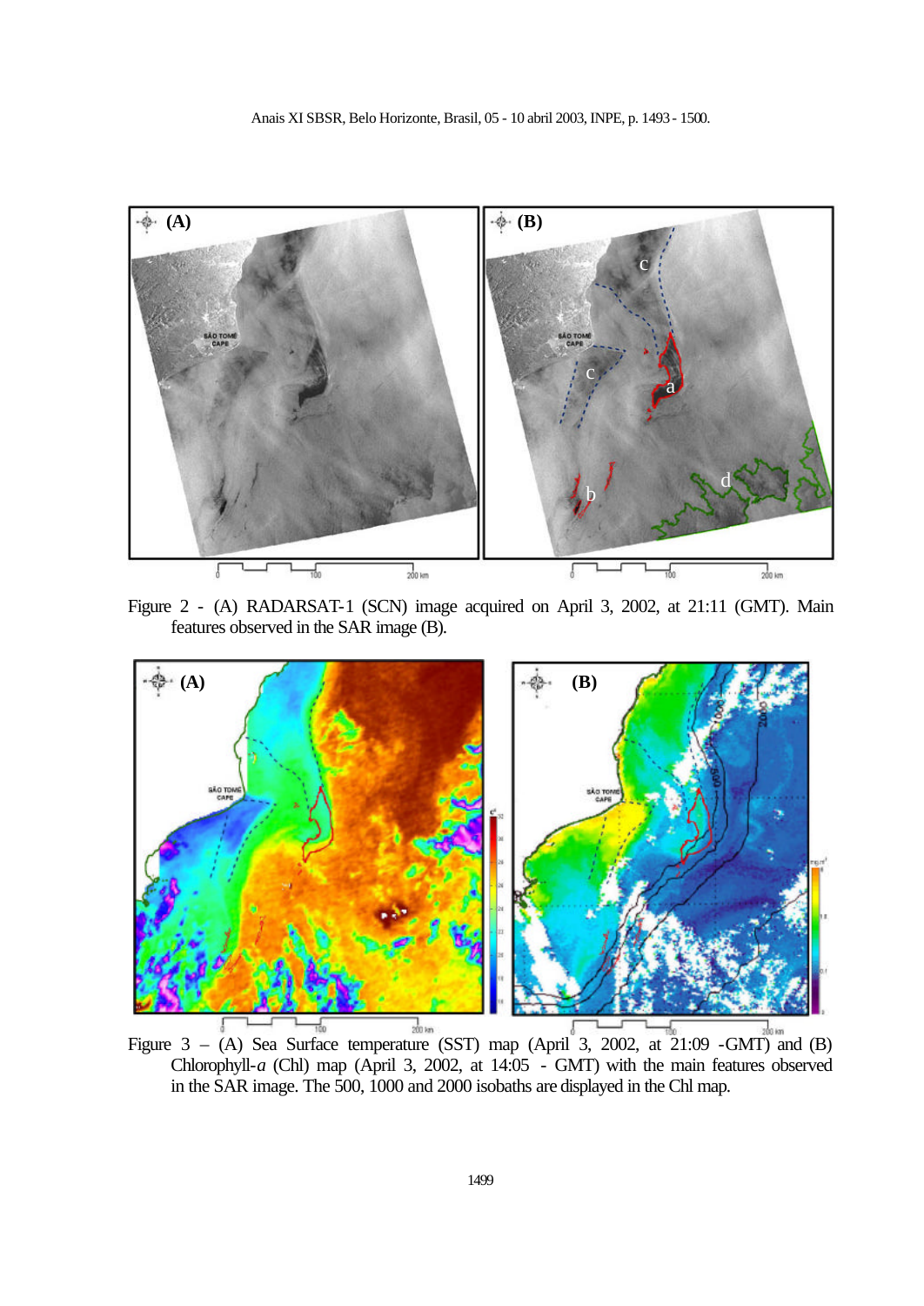Figure 2 - (A) RADARSAT-1 (SCN) image acquired on April 3, 2002, at 21:11 (GMT). Main features observed in the SAR image (B).

Figure 3 – (A) Sea Surface temperature (SST) map (April 3, 2002, at 21:09 -GMT) and (B) Chlorophyll-*a* (Chl) map (April 3, 2002, at 14:05 - GMT) with the main features observed in the SAR image. The 500, 1000 and 2000 isobaths are displayed in the Chl map.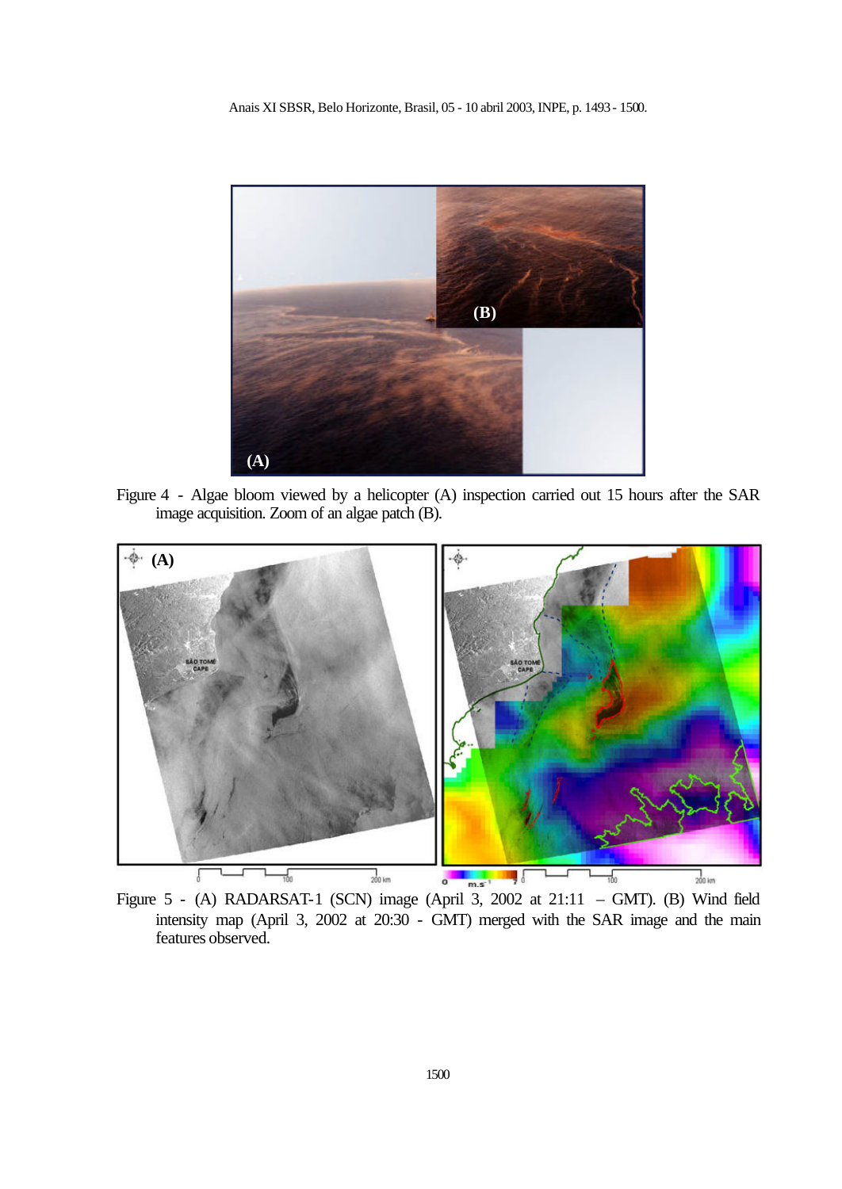Figure 4 - Algae bloom viewed by a helicopter (A) inspection carried out 15 hours after the SAR image acquisition. Zoom of an algae patch (B).

Figure 5 - (A) RADARSAT-1 (SCN) image (April 3, 2002 at 21:11 – GMT). (B) Wind field intensity map (April 3, 2002 at 20:30 - GMT) merged with the SAR image and the main features observed.